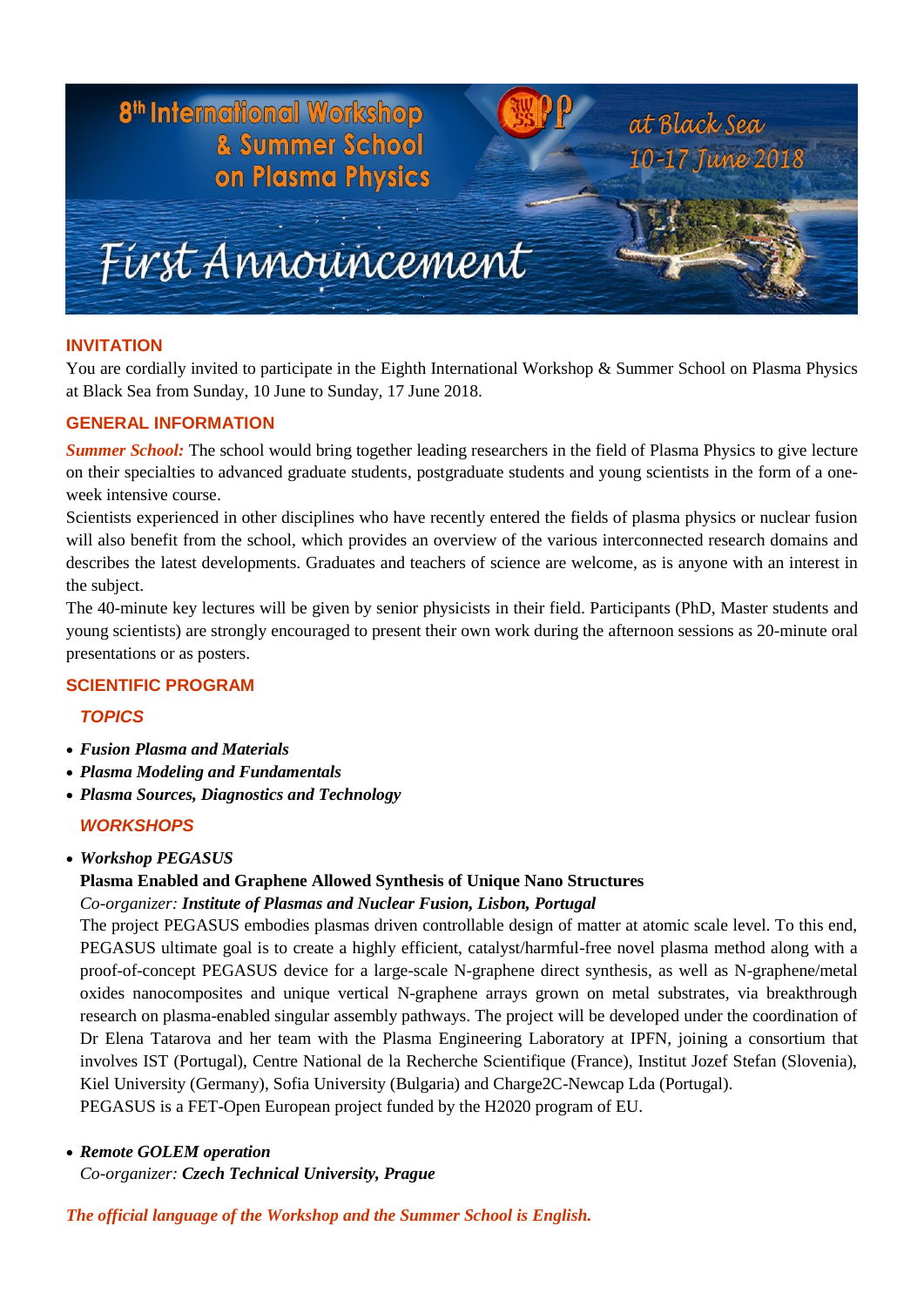# 8th International Workshop & Summer School on Plasma Physics

at Black Sea 10-17 June 2018

# First Announcement

## INVITATION

You are cordially invited to participate in the Eighth International Workshop & Summer School on Plasma Physics at Black Sea from Sunday, 10 June to Sunday, 17 June 2018.

## GENERAL INFORMATION

***Summer School:*** The school would bring together leading researchers in the field of Plasma Physics to give lecture on their specialties to advanced graduate students, postgraduate students and young scientists in the form of a one-week intensive course.

Scientists experienced in other disciplines who have recently entered the fields of plasma physics or nuclear fusion will also benefit from the school, which provides an overview of the various interconnected research domains and describes the latest developments. Graduates and teachers of science are welcome, as is anyone with an interest in the subject.

The 40-minute key lectures will be given by senior physicists in their field. Participants (PhD, Master students and young scientists) are strongly encouraged to present their own work during the afternoon sessions as 20-minute oral presentations or as posters.

## SCIENTIFIC PROGRAM

### *TOPICS*

- ***Fusion Plasma and Materials***
- ***Plasma Modeling and Fundamentals***
- ***Plasma Sources, Diagnostics and Technology***

### *WORKSHOPS*

- ***Workshop PEGASUS***

  **Plasma Enabled and Graphene Allowed Synthesis of Unique Nano Structures**

  *Co-organizer:* ***Institute of Plasmas and Nuclear Fusion, Lisbon, Portugal***

  The project PEGASUS embodies plasmas driven controllable design of matter at atomic scale level. To this end, PEGASUS ultimate goal is to create a highly efficient, catalyst/harmful-free novel plasma method along with a proof-of-concept PEGASUS device for a large-scale N-graphene direct synthesis, as well as N-graphene/metal oxides nanocomposites and unique vertical N-graphene arrays grown on metal substrates, via breakthrough research on plasma-enabled singular assembly pathways. The project will be developed under the coordination of Dr Elena Tatarova and her team with the Plasma Engineering Laboratory at IPFN, joining a consortium that involves IST (Portugal), Centre National de la Recherche Scientifique (France), Institut Jozef Stefan (Slovenia), Kiel University (Germany), Sofia University (Bulgaria) and Charge2C-Newcap Lda (Portugal).

  PEGASUS is a FET-Open European project funded by the H2020 program of EU.

- ***Remote GOLEM operation***

  *Co-organizer:* ***Czech Technical University, Prague***

***The official language of the Workshop and the Summer School is English.***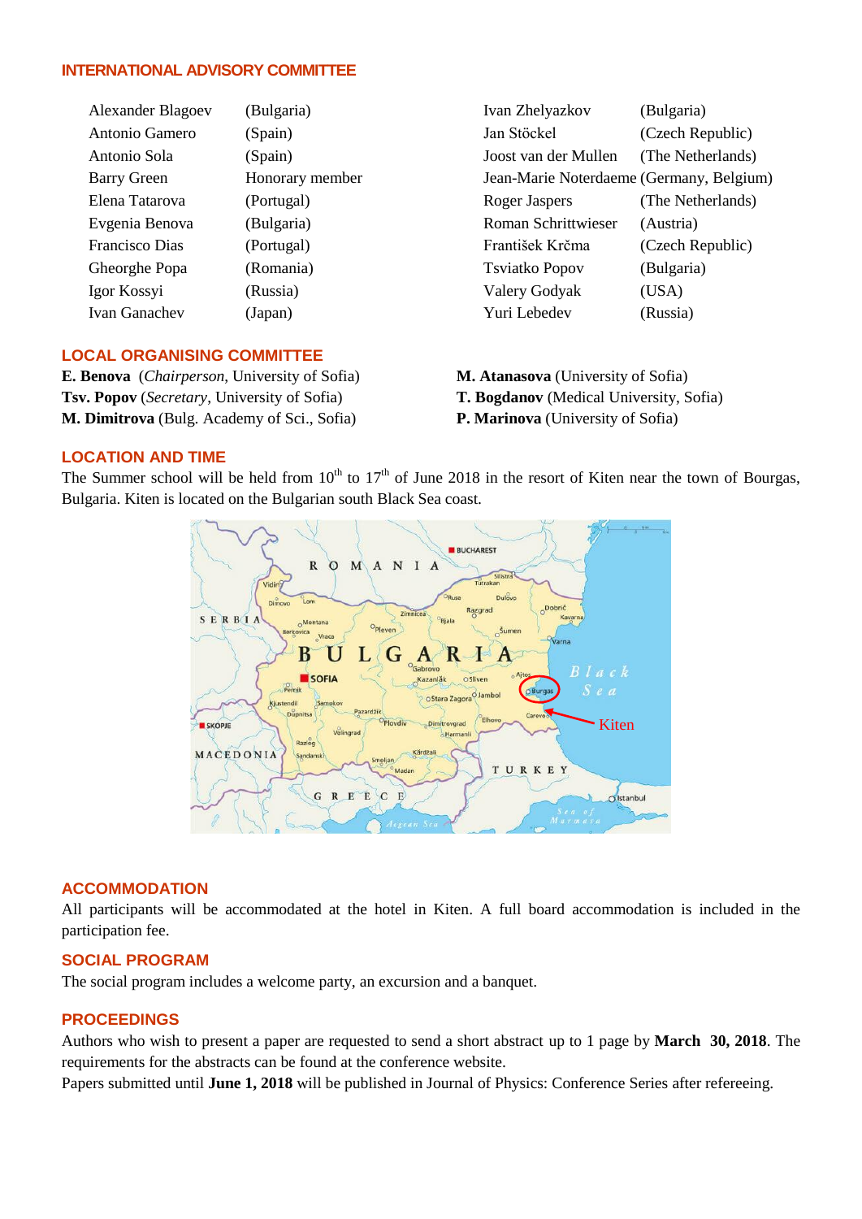## INTERNATIONAL ADVISORY COMMITTEE

| | | | |
|---|---|---|---|
| Alexander Blagoev | (Bulgaria) | Ivan Zhelyazkov | (Bulgaria) |
| Antonio Gamero | (Spain) | Jan Stöckel | (Czech Republic) |
| Antonio Sola | (Spain) | Joost van der Mullen | (The Netherlands) |
| Barry Green | Honorary member | Jean-Marie Noterdaeme | (Germany, Belgium) |
| Elena Tatarova | (Portugal) | Roger Jaspers | (The Netherlands) |
| Evgenia Benova | (Bulgaria) | Roman Schrittwieser | (Austria) |
| Francisco Dias | (Portugal) | František Krčma | (Czech Republic) |
| Gheorghe Popa | (Romania) | Tsviatko Popov | (Bulgaria) |
| Igor Kossyi | (Russia) | Valery Godyak | (USA) |
| Ivan Ganachev | (Japan) | Yuri Lebedev | (Russia) |

## LOCAL ORGANISING COMMITTEE

**E. Benova** (*Chairperson*, University of Sofia)
**Tsv. Popov** (*Secretary*, University of Sofia)
**M. Dimitrova** (Bulg. Academy of Sci., Sofia)
**M. Atanasova** (University of Sofia)
**T. Bogdanov** (Medical University, Sofia)
**P. Marinova** (University of Sofia)

## LOCATION AND TIME

The Summer school will be held from 10th to 17th of June 2018 in the resort of Kiten near the town of Bourgas, Bulgaria. Kiten is located on the Bulgarian south Black Sea coast.

## ACCOMMODATION

All participants will be accommodated at the hotel in Kiten. A full board accommodation is included in the participation fee.

## SOCIAL PROGRAM

The social program includes a welcome party, an excursion and a banquet.

## PROCEEDINGS

Authors who wish to present a paper are requested to send a short abstract up to 1 page by **March 30, 2018**. The requirements for the abstracts can be found at the conference website.

Papers submitted until **June 1, 2018** will be published in Journal of Physics: Conference Series after refereeing.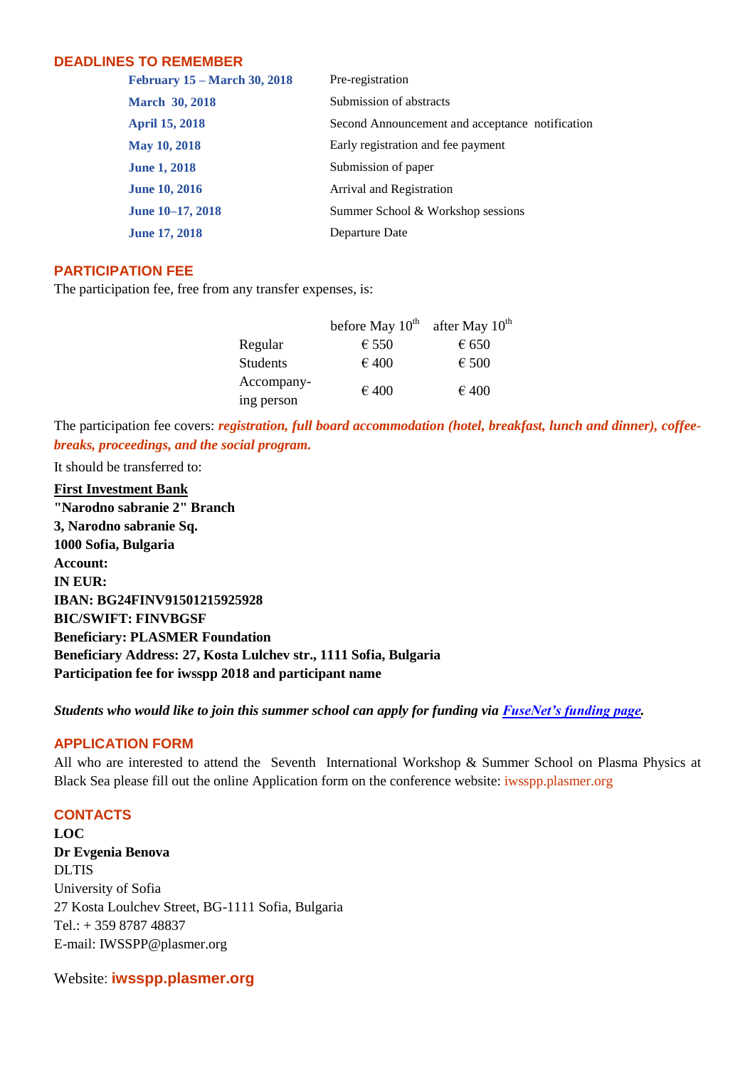## DEADLINES TO REMEMBER

| | |
|---|---|
| **February 15 – March 30, 2018** | Pre-registration |
| **March 30, 2018** | Submission of abstracts |
| **April 15, 2018** | Second Announcement and acceptance notification |
| **May 10, 2018** | Early registration and fee payment |
| **June 1, 2018** | Submission of paper |
| **June 10, 2016** | Arrival and Registration |
| **June 10–17, 2018** | Summer School & Workshop sessions |
| **June 17, 2018** | Departure Date |

## PARTICIPATION FEE

The participation fee, free from any transfer expenses, is:

| | before May 10th | after May 10th |
|---|---|---|
| Regular | € 550 | € 650 |
| Students | € 400 | € 500 |
| Accompany-ing person | € 400 | € 400 |

The participation fee covers: ***registration, full board accommodation (hotel, breakfast, lunch and dinner), coffee-breaks, proceedings, and the social program.***

It should be transferred to:

**First Investment Bank**
**"Narodno sabranie 2" Branch**
**3, Narodno sabranie Sq.**
**1000 Sofia, Bulgaria**
**Account:**
**IN EUR:**
**IBAN: BG24FINV91501215925928**
**BIC/SWIFT: FINVBGSF**
**Beneficiary: PLASMER Foundation**
**Beneficiary Address: 27, Kosta Lulchev str., 1111 Sofia, Bulgaria**
**Participation fee for iwsspp 2018 and participant name**

***Students who would like to join this summer school can apply for funding via FuseNet's funding page.***

## APPLICATION FORM

All who are interested to attend the Seventh International Workshop & Summer School on Plasma Physics at Black Sea please fill out the online Application form on the conference website: iwsspp.plasmer.org

## CONTACTS

**LOC**
**Dr Evgenia Benova**
DLTIS
University of Sofia
27 Kosta Loulchev Street, BG-1111 Sofia, Bulgaria
Tel.: + 359 8787 48837
E-mail: IWSSPP@plasmer.org

Website: **iwsspp.plasmer.org**